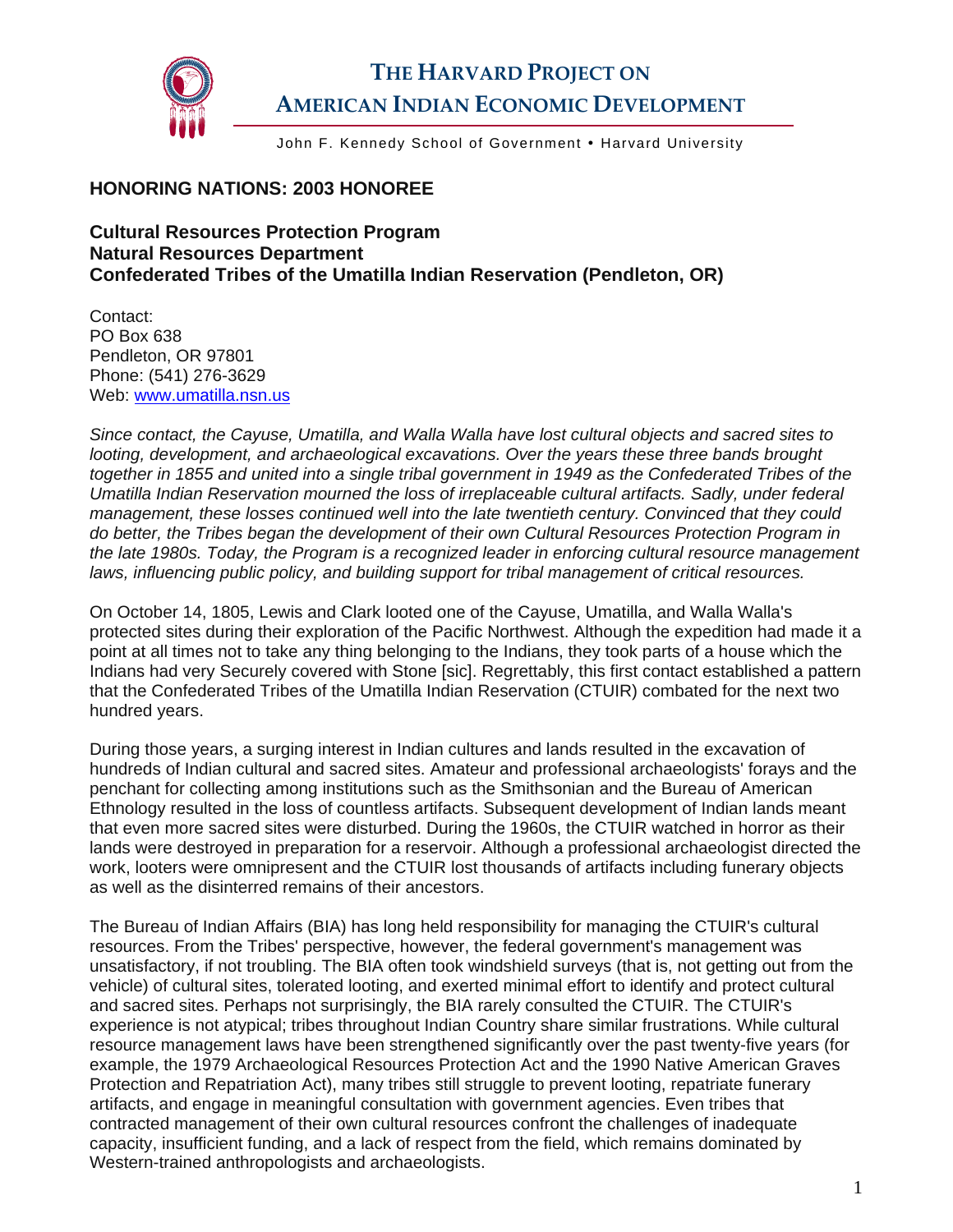# THE HARVARD PROJECT ON AMERICAN INDIAN ECONOMIC DEVELOPMENT

John F. Kennedy School of Government • Harvard University

## HONORING NATIONS: 2003 HONOREE

**Cultural Resources Protection Program**
**Natural Resources Department**
**Confederated Tribes of the Umatilla Indian Reservation (Pendleton, OR)**

Contact:
PO Box 638
Pendleton, OR 97801
Phone: (541) 276-3629
Web: www.umatilla.nsn.us

*Since contact, the Cayuse, Umatilla, and Walla Walla have lost cultural objects and sacred sites to looting, development, and archaeological excavations. Over the years these three bands brought together in 1855 and united into a single tribal government in 1949 as the Confederated Tribes of the Umatilla Indian Reservation mourned the loss of irreplaceable cultural artifacts. Sadly, under federal management, these losses continued well into the late twentieth century. Convinced that they could do better, the Tribes began the development of their own Cultural Resources Protection Program in the late 1980s. Today, the Program is a recognized leader in enforcing cultural resource management laws, influencing public policy, and building support for tribal management of critical resources.*

On October 14, 1805, Lewis and Clark looted one of the Cayuse, Umatilla, and Walla Walla's protected sites during their exploration of the Pacific Northwest. Although the expedition had made it a point at all times not to take any thing belonging to the Indians, they took parts of a house which the Indians had very Securely covered with Stone [sic]. Regrettably, this first contact established a pattern that the Confederated Tribes of the Umatilla Indian Reservation (CTUIR) combated for the next two hundred years.

During those years, a surging interest in Indian cultures and lands resulted in the excavation of hundreds of Indian cultural and sacred sites. Amateur and professional archaeologists' forays and the penchant for collecting among institutions such as the Smithsonian and the Bureau of American Ethnology resulted in the loss of countless artifacts. Subsequent development of Indian lands meant that even more sacred sites were disturbed. During the 1960s, the CTUIR watched in horror as their lands were destroyed in preparation for a reservoir. Although a professional archaeologist directed the work, looters were omnipresent and the CTUIR lost thousands of artifacts including funerary objects as well as the disinterred remains of their ancestors.

The Bureau of Indian Affairs (BIA) has long held responsibility for managing the CTUIR's cultural resources. From the Tribes' perspective, however, the federal government's management was unsatisfactory, if not troubling. The BIA often took windshield surveys (that is, not getting out from the vehicle) of cultural sites, tolerated looting, and exerted minimal effort to identify and protect cultural and sacred sites. Perhaps not surprisingly, the BIA rarely consulted the CTUIR. The CTUIR's experience is not atypical; tribes throughout Indian Country share similar frustrations. While cultural resource management laws have been strengthened significantly over the past twenty-five years (for example, the 1979 Archaeological Resources Protection Act and the 1990 Native American Graves Protection and Repatriation Act), many tribes still struggle to prevent looting, repatriate funerary artifacts, and engage in meaningful consultation with government agencies. Even tribes that contracted management of their own cultural resources confront the challenges of inadequate capacity, insufficient funding, and a lack of respect from the field, which remains dominated by Western-trained anthropologists and archaeologists.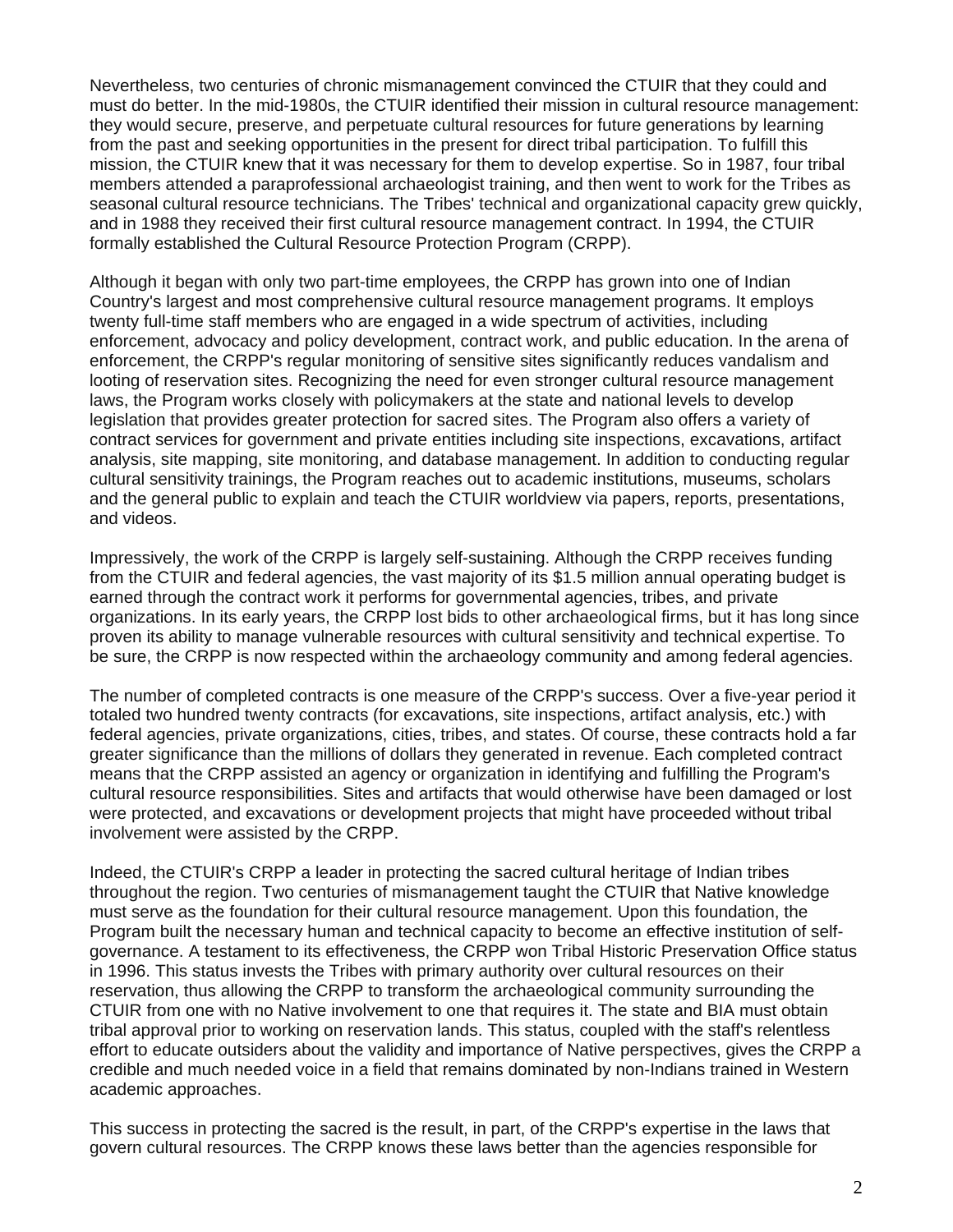Nevertheless, two centuries of chronic mismanagement convinced the CTUIR that they could and must do better. In the mid-1980s, the CTUIR identified their mission in cultural resource management: they would secure, preserve, and perpetuate cultural resources for future generations by learning from the past and seeking opportunities in the present for direct tribal participation. To fulfill this mission, the CTUIR knew that it was necessary for them to develop expertise. So in 1987, four tribal members attended a paraprofessional archaeologist training, and then went to work for the Tribes as seasonal cultural resource technicians. The Tribes' technical and organizational capacity grew quickly, and in 1988 they received their first cultural resource management contract. In 1994, the CTUIR formally established the Cultural Resource Protection Program (CRPP).

Although it began with only two part-time employees, the CRPP has grown into one of Indian Country's largest and most comprehensive cultural resource management programs. It employs twenty full-time staff members who are engaged in a wide spectrum of activities, including enforcement, advocacy and policy development, contract work, and public education. In the arena of enforcement, the CRPP's regular monitoring of sensitive sites significantly reduces vandalism and looting of reservation sites. Recognizing the need for even stronger cultural resource management laws, the Program works closely with policymakers at the state and national levels to develop legislation that provides greater protection for sacred sites. The Program also offers a variety of contract services for government and private entities including site inspections, excavations, artifact analysis, site mapping, site monitoring, and database management. In addition to conducting regular cultural sensitivity trainings, the Program reaches out to academic institutions, museums, scholars and the general public to explain and teach the CTUIR worldview via papers, reports, presentations, and videos.

Impressively, the work of the CRPP is largely self-sustaining. Although the CRPP receives funding from the CTUIR and federal agencies, the vast majority of its $1.5 million annual operating budget is earned through the contract work it performs for governmental agencies, tribes, and private organizations. In its early years, the CRPP lost bids to other archaeological firms, but it has long since proven its ability to manage vulnerable resources with cultural sensitivity and technical expertise. To be sure, the CRPP is now respected within the archaeology community and among federal agencies.

The number of completed contracts is one measure of the CRPP's success. Over a five-year period it totaled two hundred twenty contracts (for excavations, site inspections, artifact analysis, etc.) with federal agencies, private organizations, cities, tribes, and states. Of course, these contracts hold a far greater significance than the millions of dollars they generated in revenue. Each completed contract means that the CRPP assisted an agency or organization in identifying and fulfilling the Program's cultural resource responsibilities. Sites and artifacts that would otherwise have been damaged or lost were protected, and excavations or development projects that might have proceeded without tribal involvement were assisted by the CRPP.

Indeed, the CTUIR's CRPP a leader in protecting the sacred cultural heritage of Indian tribes throughout the region. Two centuries of mismanagement taught the CTUIR that Native knowledge must serve as the foundation for their cultural resource management. Upon this foundation, the Program built the necessary human and technical capacity to become an effective institution of self-governance. A testament to its effectiveness, the CRPP won Tribal Historic Preservation Office status in 1996. This status invests the Tribes with primary authority over cultural resources on their reservation, thus allowing the CRPP to transform the archaeological community surrounding the CTUIR from one with no Native involvement to one that requires it. The state and BIA must obtain tribal approval prior to working on reservation lands. This status, coupled with the staff's relentless effort to educate outsiders about the validity and importance of Native perspectives, gives the CRPP a credible and much needed voice in a field that remains dominated by non-Indians trained in Western academic approaches.

This success in protecting the sacred is the result, in part, of the CRPP's expertise in the laws that govern cultural resources. The CRPP knows these laws better than the agencies responsible for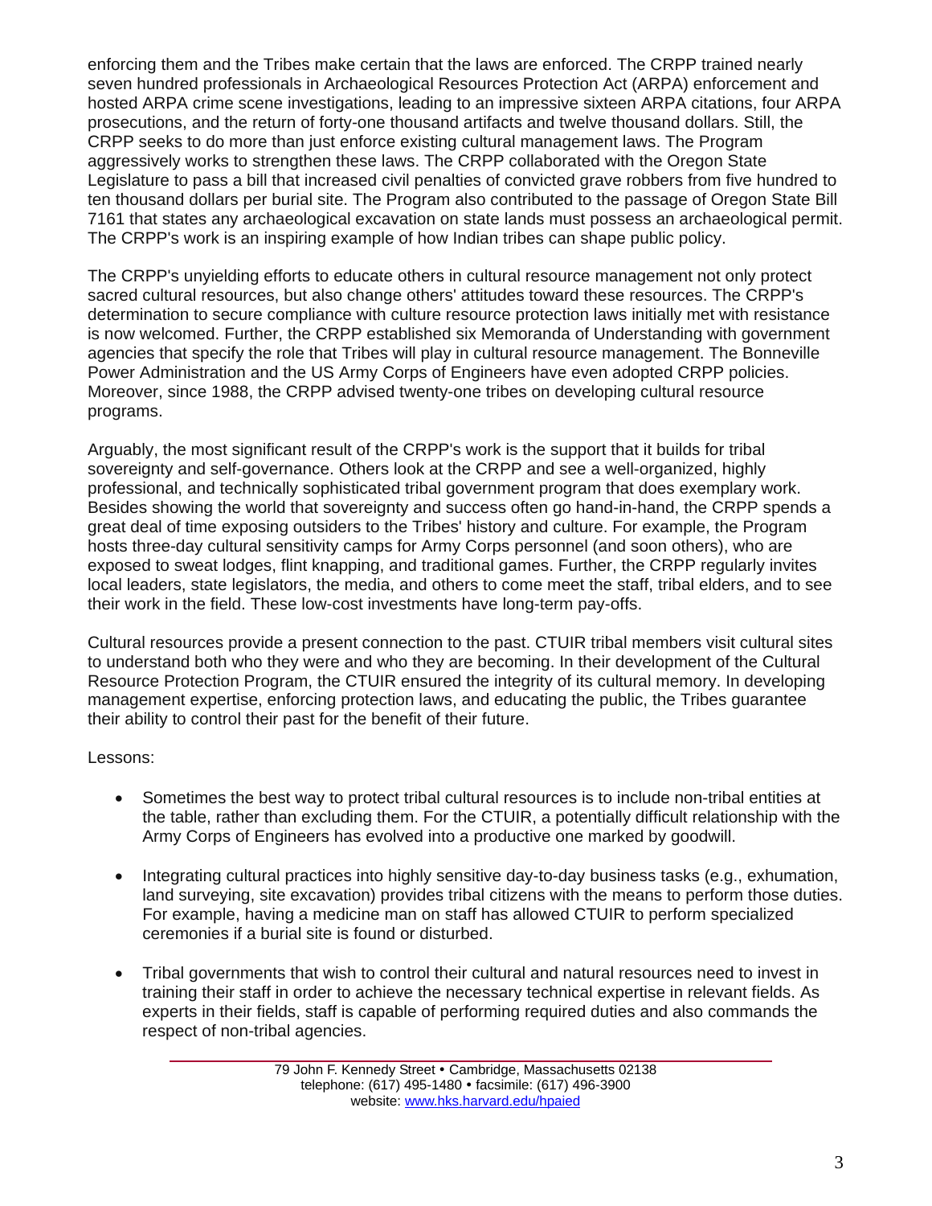enforcing them and the Tribes make certain that the laws are enforced. The CRPP trained nearly seven hundred professionals in Archaeological Resources Protection Act (ARPA) enforcement and hosted ARPA crime scene investigations, leading to an impressive sixteen ARPA citations, four ARPA prosecutions, and the return of forty-one thousand artifacts and twelve thousand dollars. Still, the CRPP seeks to do more than just enforce existing cultural management laws. The Program aggressively works to strengthen these laws. The CRPP collaborated with the Oregon State Legislature to pass a bill that increased civil penalties of convicted grave robbers from five hundred to ten thousand dollars per burial site. The Program also contributed to the passage of Oregon State Bill 7161 that states any archaeological excavation on state lands must possess an archaeological permit. The CRPP's work is an inspiring example of how Indian tribes can shape public policy.

The CRPP's unyielding efforts to educate others in cultural resource management not only protect sacred cultural resources, but also change others' attitudes toward these resources. The CRPP's determination to secure compliance with culture resource protection laws initially met with resistance is now welcomed. Further, the CRPP established six Memoranda of Understanding with government agencies that specify the role that Tribes will play in cultural resource management. The Bonneville Power Administration and the US Army Corps of Engineers have even adopted CRPP policies. Moreover, since 1988, the CRPP advised twenty-one tribes on developing cultural resource programs.

Arguably, the most significant result of the CRPP's work is the support that it builds for tribal sovereignty and self-governance. Others look at the CRPP and see a well-organized, highly professional, and technically sophisticated tribal government program that does exemplary work. Besides showing the world that sovereignty and success often go hand-in-hand, the CRPP spends a great deal of time exposing outsiders to the Tribes' history and culture. For example, the Program hosts three-day cultural sensitivity camps for Army Corps personnel (and soon others), who are exposed to sweat lodges, flint knapping, and traditional games. Further, the CRPP regularly invites local leaders, state legislators, the media, and others to come meet the staff, tribal elders, and to see their work in the field. These low-cost investments have long-term pay-offs.

Cultural resources provide a present connection to the past. CTUIR tribal members visit cultural sites to understand both who they were and who they are becoming. In their development of the Cultural Resource Protection Program, the CTUIR ensured the integrity of its cultural memory. In developing management expertise, enforcing protection laws, and educating the public, the Tribes guarantee their ability to control their past for the benefit of their future.

Lessons:

- Sometimes the best way to protect tribal cultural resources is to include non-tribal entities at the table, rather than excluding them. For the CTUIR, a potentially difficult relationship with the Army Corps of Engineers has evolved into a productive one marked by goodwill.
- Integrating cultural practices into highly sensitive day-to-day business tasks (e.g., exhumation, land surveying, site excavation) provides tribal citizens with the means to perform those duties. For example, having a medicine man on staff has allowed CTUIR to perform specialized ceremonies if a burial site is found or disturbed.
- Tribal governments that wish to control their cultural and natural resources need to invest in training their staff in order to achieve the necessary technical expertise in relevant fields. As experts in their fields, staff is capable of performing required duties and also commands the respect of non-tribal agencies.